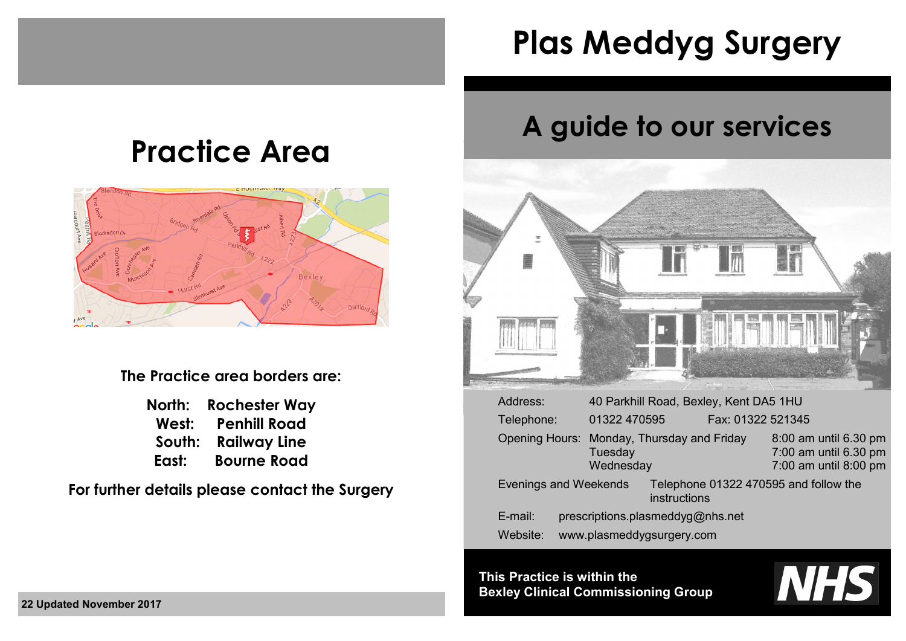# Practice Area

**The Practice area borders are:**

**North:** Rochester Way
**West:** Penhill Road
**South:** Railway Line
**East:** Bourne Road

**For further details please contact the Surgery**

**22 Updated November 2017**

# Plas Meddyg Surgery

## A guide to our services

Address: 40 Parkhill Road, Bexley, Kent DA5 1HU

Telephone: 01322 470595 Fax: 01322 521345

Opening Hours:

| | |
|---|---|
| Monday, Thursday and Friday | 8:00 am until 6.30 pm |
| Tuesday | 7:00 am until 6.30 pm |
| Wednesday | 7:00 am until 8:00 pm |

Evenings and Weekends: Telephone 01322 470595 and follow the instructions

E-mail: prescriptions.plasmeddyg@nhs.net

Website: www.plasmeddygsurgery.com

**This Practice is within the Bexley Clinical Commissioning Group**

NHS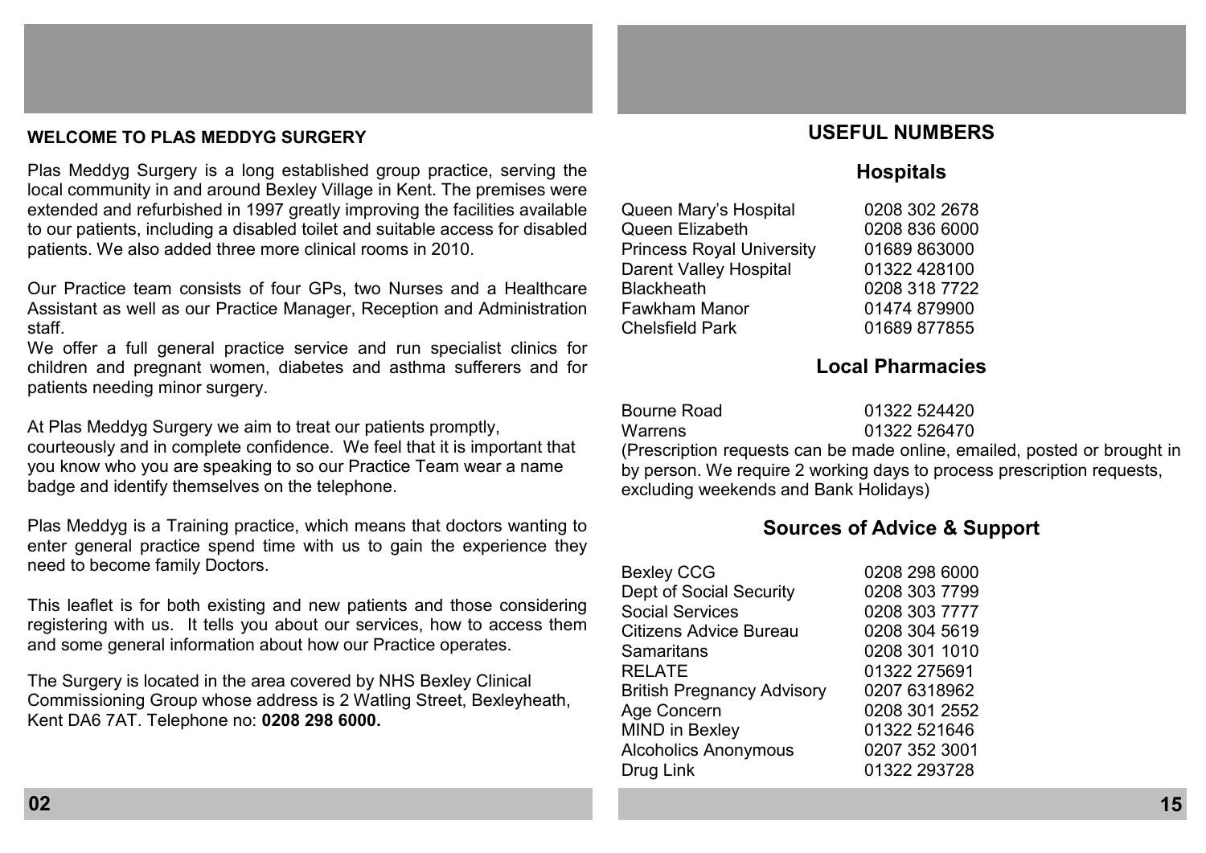## WELCOME TO PLAS MEDDYG SURGERY

Plas Meddyg Surgery is a long established group practice, serving the local community in and around Bexley Village in Kent. The premises were extended and refurbished in 1997 greatly improving the facilities available to our patients, including a disabled toilet and suitable access for disabled patients. We also added three more clinical rooms in 2010.

Our Practice team consists of four GPs, two Nurses and a Healthcare Assistant as well as our Practice Manager, Reception and Administration staff.
We offer a full general practice service and run specialist clinics for children and pregnant women, diabetes and asthma sufferers and for patients needing minor surgery.

At Plas Meddyg Surgery we aim to treat our patients promptly, courteously and in complete confidence. We feel that it is important that you know who you are speaking to so our Practice Team wear a name badge and identify themselves on the telephone.

Plas Meddyg is a Training practice, which means that doctors wanting to enter general practice spend time with us to gain the experience they need to become family Doctors.

This leaflet is for both existing and new patients and those considering registering with us. It tells you about our services, how to access them and some general information about how our Practice operates.

The Surgery is located in the area covered by NHS Bexley Clinical Commissioning Group whose address is 2 Watling Street, Bexleyheath, Kent DA6 7AT. Telephone no: **0208 298 6000.**

## USEFUL NUMBERS

### Hospitals

| | |
|---|---|
| Queen Mary's Hospital | 0208 302 2678 |
| Queen Elizabeth | 0208 836 6000 |
| Princess Royal University | 01689 863000 |
| Darent Valley Hospital | 01322 428100 |
| Blackheath | 0208 318 7722 |
| Fawkham Manor | 01474 879900 |
| Chelsfield Park | 01689 877855 |

### Local Pharmacies

| | |
|---|---|
| Bourne Road | 01322 524420 |
| Warrens | 01322 526470 |

(Prescription requests can be made online, emailed, posted or brought in by person. We require 2 working days to process prescription requests, excluding weekends and Bank Holidays)

### Sources of Advice & Support

| | |
|---|---|
| Bexley CCG | 0208 298 6000 |
| Dept of Social Security | 0208 303 7799 |
| Social Services | 0208 303 7777 |
| Citizens Advice Bureau | 0208 304 5619 |
| Samaritans | 0208 301 1010 |
| RELATE | 01322 275691 |
| British Pregnancy Advisory | 0207 6318962 |
| Age Concern | 0208 301 2552 |
| MIND in Bexley | 01322 521646 |
| Alcoholics Anonymous | 0207 352 3001 |
| Drug Link | 01322 293728 |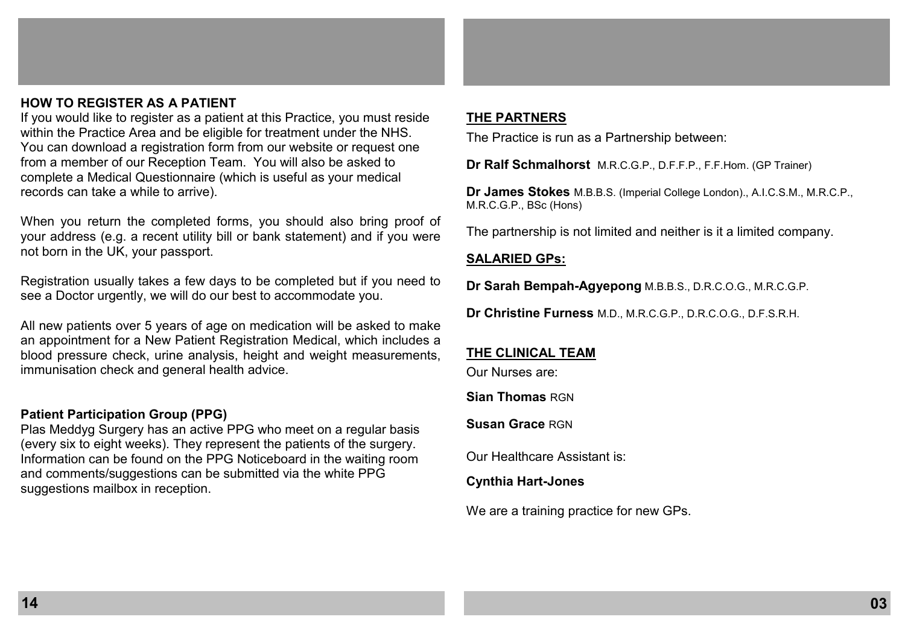## HOW TO REGISTER AS A PATIENT

If you would like to register as a patient at this Practice, you must reside within the Practice Area and be eligible for treatment under the NHS. You can download a registration form from our website or request one from a member of our Reception Team. You will also be asked to complete a Medical Questionnaire (which is useful as your medical records can take a while to arrive).

When you return the completed forms, you should also bring proof of your address (e.g. a recent utility bill or bank statement) and if you were not born in the UK, your passport.

Registration usually takes a few days to be completed but if you need to see a Doctor urgently, we will do our best to accommodate you.

All new patients over 5 years of age on medication will be asked to make an appointment for a New Patient Registration Medical, which includes a blood pressure check, urine analysis, height and weight measurements, immunisation check and general health advice.

### Patient Participation Group (PPG)

Plas Meddyg Surgery has an active PPG who meet on a regular basis (every six to eight weeks). They represent the patients of the surgery. Information can be found on the PPG Noticeboard in the waiting room and comments/suggestions can be submitted via the white PPG suggestions mailbox in reception.

## THE PARTNERS

The Practice is run as a Partnership between:

**Dr Ralf Schmalhorst** M.R.C.G.P., D.F.F.P., F.F.Hom. (GP Trainer)

**Dr James Stokes** M.B.B.S. (Imperial College London)., A.I.C.S.M., M.R.C.P., M.R.C.G.P., BSc (Hons)

The partnership is not limited and neither is it a limited company.

## SALARIED GPs:

**Dr Sarah Bempah-Agyepong** M.B.B.S., D.R.C.O.G., M.R.C.G.P.

**Dr Christine Furness** M.D., M.R.C.G.P., D.R.C.O.G., D.F.S.R.H.

## THE CLINICAL TEAM

Our Nurses are:

**Sian Thomas** RGN

**Susan Grace** RGN

Our Healthcare Assistant is:

**Cynthia Hart-Jones**

We are a training practice for new GPs.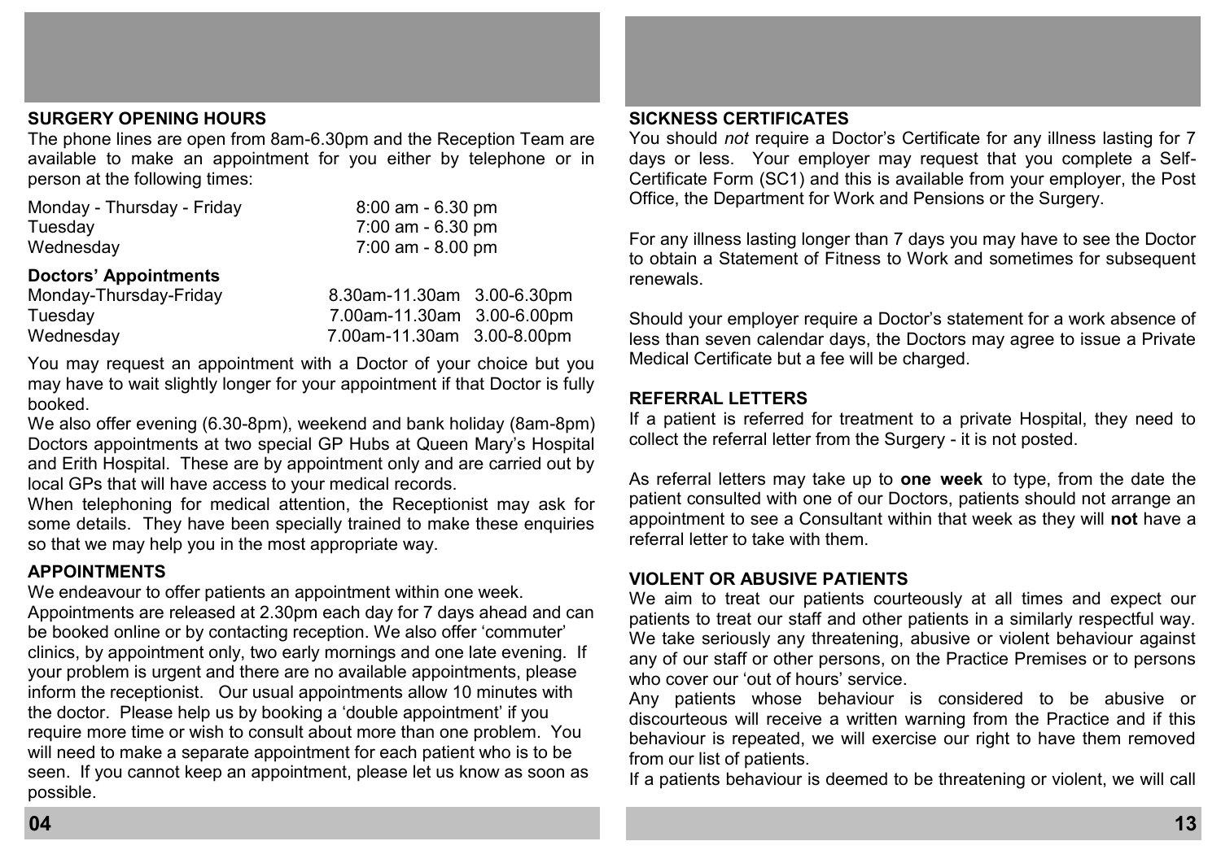## SURGERY OPENING HOURS

The phone lines are open from 8am-6.30pm and the Reception Team are available to make an appointment for you either by telephone or in person at the following times:

| | |
|---|---|
| Monday - Thursday - Friday | 8:00 am - 6.30 pm |
| Tuesday | 7:00 am - 6.30 pm |
| Wednesday | 7:00 am - 8.00 pm |

**Doctors' Appointments**

| | | |
|---|---|---|
| Monday-Thursday-Friday | 8.30am-11.30am | 3.00-6.30pm |
| Tuesday | 7.00am-11.30am | 3.00-6.00pm |
| Wednesday | 7.00am-11.30am | 3.00-8.00pm |

You may request an appointment with a Doctor of your choice but you may have to wait slightly longer for your appointment if that Doctor is fully booked.

We also offer evening (6.30-8pm), weekend and bank holiday (8am-8pm) Doctors appointments at two special GP Hubs at Queen Mary's Hospital and Erith Hospital. These are by appointment only and are carried out by local GPs that will have access to your medical records.

When telephoning for medical attention, the Receptionist may ask for some details. They have been specially trained to make these enquiries so that we may help you in the most appropriate way.

## APPOINTMENTS

We endeavour to offer patients an appointment within one week.

Appointments are released at 2.30pm each day for 7 days ahead and can be booked online or by contacting reception. We also offer 'commuter' clinics, by appointment only, two early mornings and one late evening. If your problem is urgent and there are no available appointments, please inform the receptionist. Our usual appointments allow 10 minutes with the doctor. Please help us by booking a 'double appointment' if you require more time or wish to consult about more than one problem. You will need to make a separate appointment for each patient who is to be seen. If you cannot keep an appointment, please let us know as soon as possible.

## SICKNESS CERTIFICATES

You should *not* require a Doctor's Certificate for any illness lasting for 7 days or less. Your employer may request that you complete a Self-Certificate Form (SC1) and this is available from your employer, the Post Office, the Department for Work and Pensions or the Surgery.

For any illness lasting longer than 7 days you may have to see the Doctor to obtain a Statement of Fitness to Work and sometimes for subsequent renewals.

Should your employer require a Doctor's statement for a work absence of less than seven calendar days, the Doctors may agree to issue a Private Medical Certificate but a fee will be charged.

## REFERRAL LETTERS

If a patient is referred for treatment to a private Hospital, they need to collect the referral letter from the Surgery - it is not posted.

As referral letters may take up to **one week** to type, from the date the patient consulted with one of our Doctors, patients should not arrange an appointment to see a Consultant within that week as they will **not** have a referral letter to take with them.

## VIOLENT OR ABUSIVE PATIENTS

We aim to treat our patients courteously at all times and expect our patients to treat our staff and other patients in a similarly respectful way. We take seriously any threatening, abusive or violent behaviour against any of our staff or other persons, on the Practice Premises or to persons who cover our 'out of hours' service.

Any patients whose behaviour is considered to be abusive or discourteous will receive a written warning from the Practice and if this behaviour is repeated, we will exercise our right to have them removed from our list of patients.

If a patients behaviour is deemed to be threatening or violent, we will call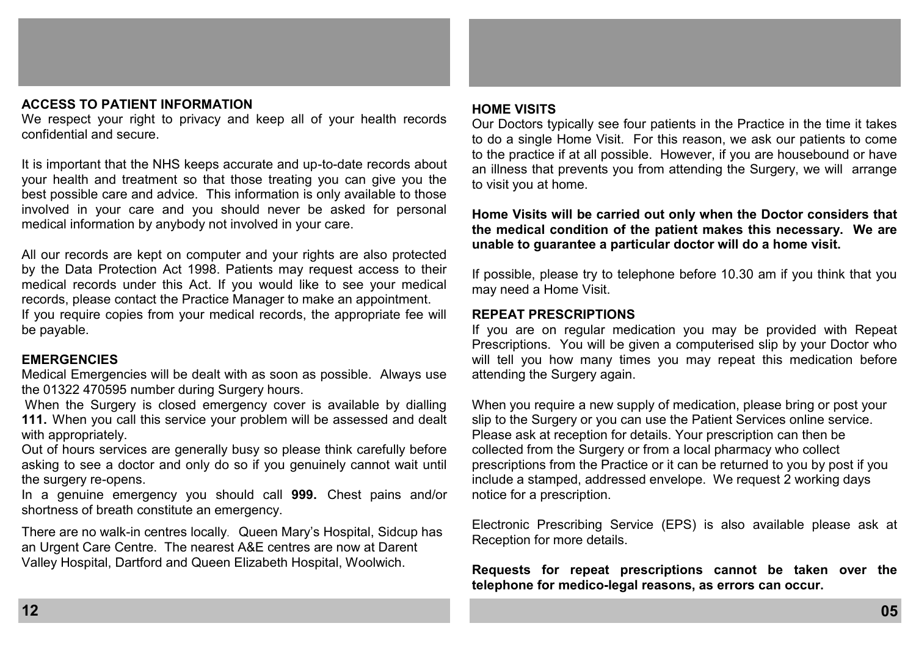## ACCESS TO PATIENT INFORMATION

We respect your right to privacy and keep all of your health records confidential and secure.

It is important that the NHS keeps accurate and up-to-date records about your health and treatment so that those treating you can give you the best possible care and advice. This information is only available to those involved in your care and you should never be asked for personal medical information by anybody not involved in your care.

All our records are kept on computer and your rights are also protected by the Data Protection Act 1998. Patients may request access to their medical records under this Act. If you would like to see your medical records, please contact the Practice Manager to make an appointment.
If you require copies from your medical records, the appropriate fee will be payable.

## EMERGENCIES

Medical Emergencies will be dealt with as soon as possible. Always use the 01322 470595 number during Surgery hours.

When the Surgery is closed emergency cover is available by dialling **111.** When you call this service your problem will be assessed and dealt with appropriately.

Out of hours services are generally busy so please think carefully before asking to see a doctor and only do so if you genuinely cannot wait until the surgery re-opens.

In a genuine emergency you should call **999.** Chest pains and/or shortness of breath constitute an emergency.

There are no walk-in centres locally. Queen Mary's Hospital, Sidcup has an Urgent Care Centre. The nearest A&E centres are now at Darent Valley Hospital, Dartford and Queen Elizabeth Hospital, Woolwich.

## HOME VISITS

Our Doctors typically see four patients in the Practice in the time it takes to do a single Home Visit. For this reason, we ask our patients to come to the practice if at all possible. However, if you are housebound or have an illness that prevents you from attending the Surgery, we will arrange to visit you at home.

**Home Visits will be carried out only when the Doctor considers that the medical condition of the patient makes this necessary. We are unable to guarantee a particular doctor will do a home visit.**

If possible, please try to telephone before 10.30 am if you think that you may need a Home Visit.

## REPEAT PRESCRIPTIONS

If you are on regular medication you may be provided with Repeat Prescriptions. You will be given a computerised slip by your Doctor who will tell you how many times you may repeat this medication before attending the Surgery again.

When you require a new supply of medication, please bring or post your slip to the Surgery or you can use the Patient Services online service. Please ask at reception for details. Your prescription can then be collected from the Surgery or from a local pharmacy who collect prescriptions from the Practice or it can be returned to you by post if you include a stamped, addressed envelope. We request 2 working days notice for a prescription.

Electronic Prescribing Service (EPS) is also available please ask at Reception for more details.

**Requests for repeat prescriptions cannot be taken over the telephone for medico-legal reasons, as errors can occur.**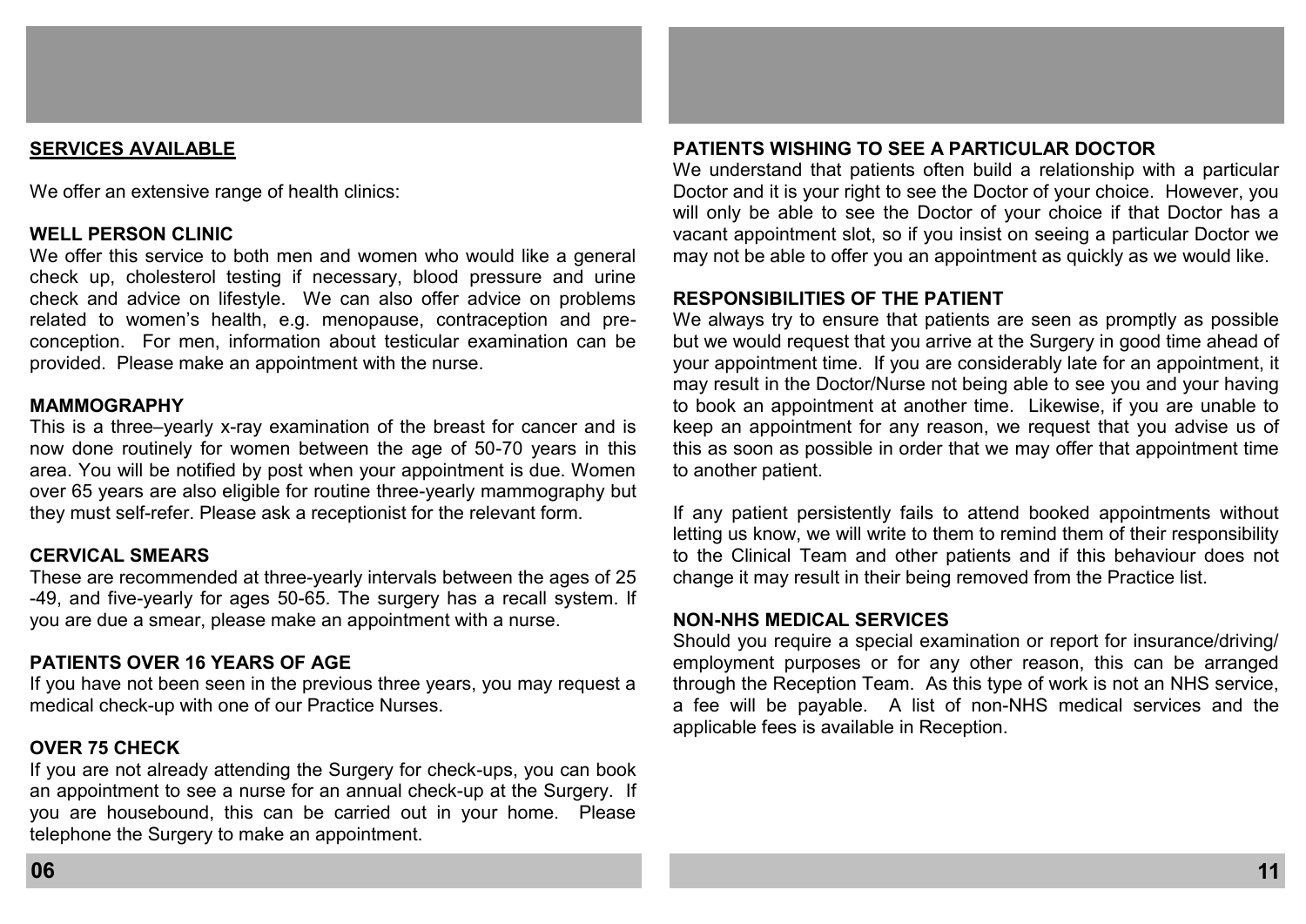## SERVICES AVAILABLE

We offer an extensive range of health clinics:

### WELL PERSON CLINIC

We offer this service to both men and women who would like a general check up, cholesterol testing if necessary, blood pressure and urine check and advice on lifestyle. We can also offer advice on problems related to women's health, e.g. menopause, contraception and pre-conception. For men, information about testicular examination can be provided. Please make an appointment with the nurse.

### MAMMOGRAPHY

This is a three–yearly x-ray examination of the breast for cancer and is now done routinely for women between the age of 50-70 years in this area. You will be notified by post when your appointment is due. Women over 65 years are also eligible for routine three-yearly mammography but they must self-refer. Please ask a receptionist for the relevant form.

### CERVICAL SMEARS

These are recommended at three-yearly intervals between the ages of 25 -49, and five-yearly for ages 50-65. The surgery has a recall system. If you are due a smear, please make an appointment with a nurse.

### PATIENTS OVER 16 YEARS OF AGE

If you have not been seen in the previous three years, you may request a medical check-up with one of our Practice Nurses.

### OVER 75 CHECK

If you are not already attending the Surgery for check-ups, you can book an appointment to see a nurse for an annual check-up at the Surgery. If you are housebound, this can be carried out in your home. Please telephone the Surgery to make an appointment.

### PATIENTS WISHING TO SEE A PARTICULAR DOCTOR

We understand that patients often build a relationship with a particular Doctor and it is your right to see the Doctor of your choice. However, you will only be able to see the Doctor of your choice if that Doctor has a vacant appointment slot, so if you insist on seeing a particular Doctor we may not be able to offer you an appointment as quickly as we would like.

### RESPONSIBILITIES OF THE PATIENT

We always try to ensure that patients are seen as promptly as possible but we would request that you arrive at the Surgery in good time ahead of your appointment time. If you are considerably late for an appointment, it may result in the Doctor/Nurse not being able to see you and your having to book an appointment at another time. Likewise, if you are unable to keep an appointment for any reason, we request that you advise us of this as soon as possible in order that we may offer that appointment time to another patient.

If any patient persistently fails to attend booked appointments without letting us know, we will write to them to remind them of their responsibility to the Clinical Team and other patients and if this behaviour does not change it may result in their being removed from the Practice list.

### NON-NHS MEDICAL SERVICES

Should you require a special examination or report for insurance/driving/ employment purposes or for any other reason, this can be arranged through the Reception Team. As this type of work is not an NHS service, a fee will be payable. A list of non-NHS medical services and the applicable fees is available in Reception.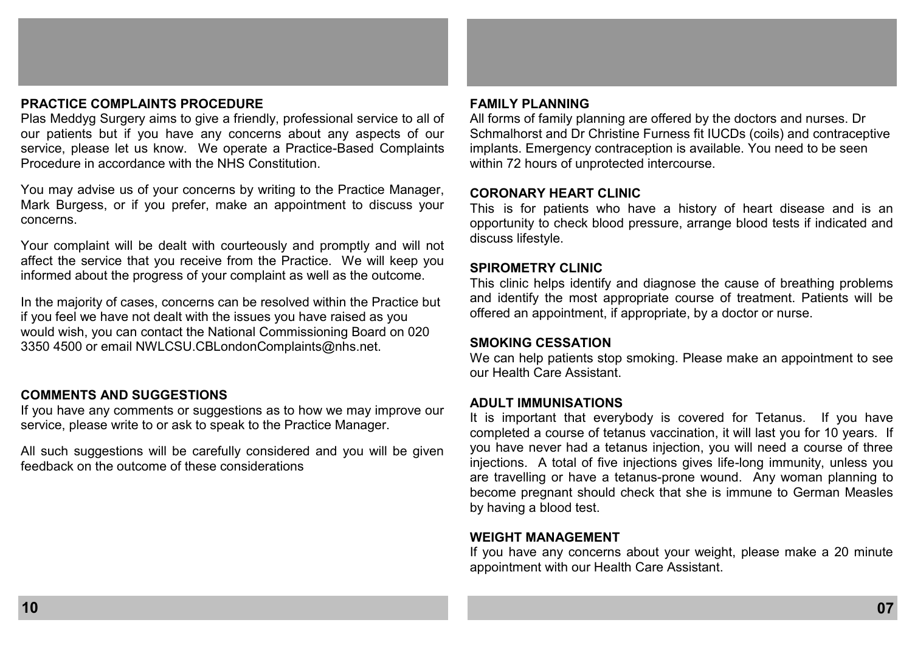## PRACTICE COMPLAINTS PROCEDURE

Plas Meddyg Surgery aims to give a friendly, professional service to all of our patients but if you have any concerns about any aspects of our service, please let us know. We operate a Practice-Based Complaints Procedure in accordance with the NHS Constitution.

You may advise us of your concerns by writing to the Practice Manager, Mark Burgess, or if you prefer, make an appointment to discuss your concerns.

Your complaint will be dealt with courteously and promptly and will not affect the service that you receive from the Practice. We will keep you informed about the progress of your complaint as well as the outcome.

In the majority of cases, concerns can be resolved within the Practice but if you feel we have not dealt with the issues you have raised as you would wish, you can contact the National Commissioning Board on 020 3350 4500 or email NWLCSU.CBLondonComplaints@nhs.net.

## COMMENTS AND SUGGESTIONS

If you have any comments or suggestions as to how we may improve our service, please write to or ask to speak to the Practice Manager.

All such suggestions will be carefully considered and you will be given feedback on the outcome of these considerations

## FAMILY PLANNING

All forms of family planning are offered by the doctors and nurses. Dr Schmalhorst and Dr Christine Furness fit IUCDs (coils) and contraceptive implants. Emergency contraception is available. You need to be seen within 72 hours of unprotected intercourse.

## CORONARY HEART CLINIC

This is for patients who have a history of heart disease and is an opportunity to check blood pressure, arrange blood tests if indicated and discuss lifestyle.

## SPIROMETRY CLINIC

This clinic helps identify and diagnose the cause of breathing problems and identify the most appropriate course of treatment. Patients will be offered an appointment, if appropriate, by a doctor or nurse.

## SMOKING CESSATION

We can help patients stop smoking. Please make an appointment to see our Health Care Assistant.

## ADULT IMMUNISATIONS

It is important that everybody is covered for Tetanus. If you have completed a course of tetanus vaccination, it will last you for 10 years. If you have never had a tetanus injection, you will need a course of three injections. A total of five injections gives life-long immunity, unless you are travelling or have a tetanus-prone wound. Any woman planning to become pregnant should check that she is immune to German Measles by having a blood test.

## WEIGHT MANAGEMENT

If you have any concerns about your weight, please make a 20 minute appointment with our Health Care Assistant.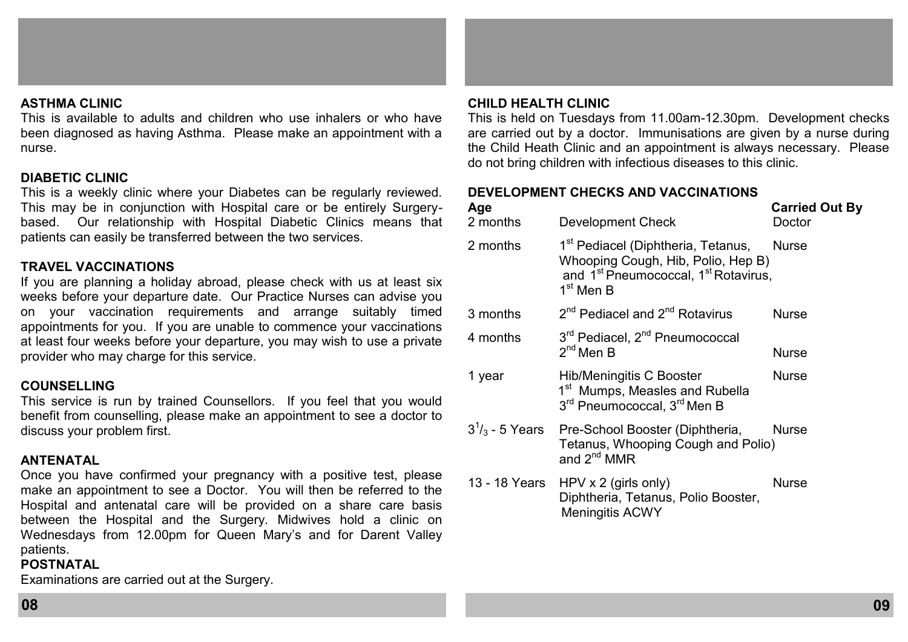**ASTHMA CLINIC**
This is available to adults and children who use inhalers or who have been diagnosed as having Asthma. Please make an appointment with a nurse.

**DIABETIC CLINIC**
This is a weekly clinic where your Diabetes can be regularly reviewed. This may be in conjunction with Hospital care or be entirely Surgery-based. Our relationship with Hospital Diabetic Clinics means that patients can easily be transferred between the two services.

**TRAVEL VACCINATIONS**
If you are planning a holiday abroad, please check with us at least six weeks before your departure date. Our Practice Nurses can advise you on your vaccination requirements and arrange suitably timed appointments for you. If you are unable to commence your vaccinations at least four weeks before your departure, you may wish to use a private provider who may charge for this service.

**COUNSELLING**
This service is run by trained Counsellors. If you feel that you would benefit from counselling, please make an appointment to see a doctor to discuss your problem first.

**ANTENATAL**
Once you have confirmed your pregnancy with a positive test, please make an appointment to see a Doctor. You will then be referred to the Hospital and antenatal care will be provided on a share care basis between the Hospital and the Surgery. Midwives hold a clinic on Wednesdays from 12.00pm for Queen Mary's and for Darent Valley patients.

**POSTNATAL**
Examinations are carried out at the Surgery.

**CHILD HEALTH CLINIC**
This is held on Tuesdays from 11.00am-12.30pm. Development checks are carried out by a doctor. Immunisations are given by a nurse during the Child Heath Clinic and an appointment is always necessary. Please do not bring children with infectious diseases to this clinic.

**DEVELOPMENT CHECKS AND VACCINATIONS**

| Age | | Carried Out By |
|---|---|---|
| 2 months | Development Check | Doctor |
| 2 months | 1st Pediacel (Diphtheria, Tetanus, Whooping Cough, Hib, Polio, Hep B) and 1st Pneumococcal, 1st Rotavirus, 1st Men B | Nurse |
| 3 months | 2nd Pediacel and 2nd Rotavirus | Nurse |
| 4 months | 3rd Pediacel, 2nd Pneumococcal 2nd Men B | Nurse |
| 1 year | Hib/Meningitis C Booster 1st Mumps, Measles and Rubella 3rd Pneumococcal, 3rd Men B | Nurse |
| 3 1/3 - 5 Years | Pre-School Booster (Diphtheria, Tetanus, Whooping Cough and Polio) and 2nd MMR | Nurse |
| 13 - 18 Years | HPV x 2 (girls only) Diphtheria, Tetanus, Polio Booster, Meningitis ACWY | Nurse |